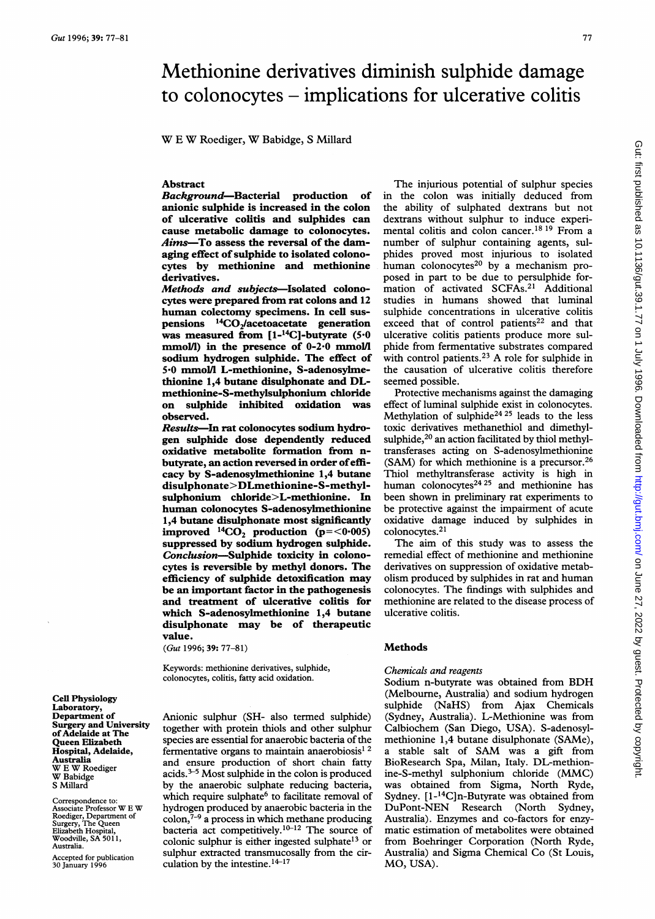# Methionine derivatives diminish sulphide damage to colonocytes – implications for ulcerative colitis

W E W Roediger, W Babidge, S Millard

## Abstract

***Background***—**Bacterial production of anionic sulphide is increased in the colon of ulcerative colitis and sulphides can cause metabolic damage to colonocytes.**

***Aims***—**To assess the reversal of the damaging effect of sulphide to isolated colonocytes by methionine and methionine derivatives.**

***Methods and subjects***—**Isolated colonocytes were prepared from rat colons and 12 human colectomy specimens. In cell suspensions $^{14}CO_2$/acetoacetate generation was measured from [1-$^{14}$C]-butyrate (5·0 mmol/l) in the presence of 0-2·0 mmol/l sodium hydrogen sulphide. The effect of 5·0 mmol/l L-methionine, S-adenosylmethionine 1,4 butane disulphonate and DL-methionine-S-methylsulphonium chloride on sulphide inhibited oxidation was observed.**

***Results***—**In rat colonocytes sodium hydrogen sulphide dose dependently reduced oxidative metabolite formation from n-butyrate, an action reversed in order of efficacy by S-adenosylmethionine 1,4 butane disulphonate>DLmethionine-S-methylsulphonium chloride>L-methionine. In human colonocytes S-adenosylmethionine 1,4 butane disulphonate most significantly improved $^{14}CO_2$ production ($p=<0·005$) suppressed by sodium hydrogen sulphide.**

***Conclusion***—**Sulphide toxicity in colonocytes is reversible by methyl donors. The efficiency of sulphide detoxification may be an important factor in the pathogenesis and treatment of ulcerative colitis for which S-adenosylmethionine 1,4 butane disulphonate may be of therapeutic value.**

(*Gut* 1996; **39:** 77–81)

Keywords: methionine derivatives, sulphide, colonocytes, colitis, fatty acid oxidation.

**Cell Physiology Laboratory, Department of Surgery and University of Adelaide at The Queen Elizabeth Hospital, Adelaide, Australia**
W E W Roediger
W Babidge
S Millard

Correspondence to: Associate Professor W E W Roediger, Department of Surgery, The Queen Elizabeth Hospital, Woodville, SA 5011, Australia.

Accepted for publication 30 January 1996

Anionic sulphur (SH- also termed sulphide) together with protein thiols and other sulphur species are essential for anaerobic bacteria of the fermentative organs to maintain anaerobiosis[1,2] and ensure production of short chain fatty acids.[3–5] Most sulphide in the colon is produced by the anaerobic sulphate reducing bacteria, which require sulphate[6] to facilitate removal of hydrogen produced by anaerobic bacteria in the colon,[7–9] a process in which methane producing bacteria act competitively.[10–12] The source of colonic sulphur is either ingested sulphate[13] or sulphur extracted transmucosally from the circulation by the intestine.[14–17]

The injurious potential of sulphur species in the colon was initially deduced from the ability of sulphated dextrans but not dextrans without sulphur to induce experimental colitis and colon cancer.[18,19] From a number of sulphur containing agents, sulphides proved most injurious to isolated human colonocytes[20] by a mechanism proposed in part to be due to persulphide formation of activated SCFAs.[21] Additional studies in humans showed that luminal sulphide concentrations in ulcerative colitis exceed that of control patients[22] and that ulcerative colitis patients produce more sulphide from fermentative substrates compared with control patients.[23] A role for sulphide in the causation of ulcerative colitis therefore seemed possible.

Protective mechanisms against the damaging effect of luminal sulphide exist in colonocytes. Methylation of sulphide[24,25] leads to the less toxic derivatives methanethiol and dimethylsulphide,[20] an action facilitated by thiol methyltransferases acting on S-adenosylmethionine (SAM) for which methionine is a precursor.[26] Thiol methyltransferase activity is high in human colonocytes[24,25] and methionine has been shown in preliminary rat experiments to be protective against the impairment of acute oxidative damage induced by sulphides in colonocytes.[21]

The aim of this study was to assess the remedial effect of methionine and methionine derivatives on suppression of oxidative metabolism produced by sulphides in rat and human colonocytes. The findings with sulphides and methionine are related to the disease process of ulcerative colitis.

## Methods

### *Chemicals and reagents*

Sodium n-butyrate was obtained from BDH (Melbourne, Australia) and sodium hydrogen sulphide (NaHS) from Ajax Chemicals (Sydney, Australia). L-Methionine was from Calbiochem (San Diego, USA). S-adenosylmethionine 1,4 butane disulphonate (SAMe), a stable salt of SAM was a gift from BioResearch Spa, Milan, Italy. DL-methionine-S-methyl sulphonium chloride (MMC) was obtained from Sigma, North Ryde, Sydney. [1-$^{14}$C]n-Butyrate was obtained from DuPont-NEN Research (North Sydney, Australia). Enzymes and co-factors for enzymatic estimation of metabolites were obtained from Boehringer Corporation (North Ryde, Australia) and Sigma Chemical Co (St Louis, MO, USA).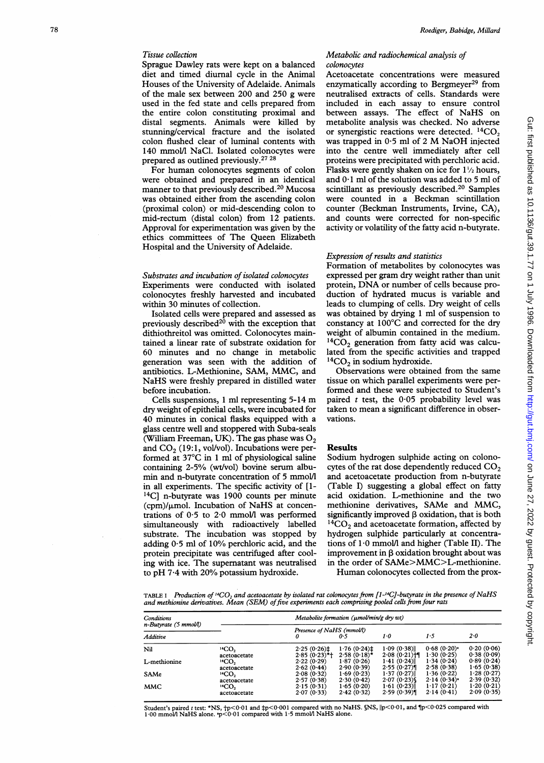### *Tissue collection*

Sprague Dawley rats were kept on a balanced diet and timed diurnal cycle in the Animal Houses of the University of Adelaide. Animals of the male sex between 200 and 250 g were used in the fed state and cells prepared from the entire colon constituting proximal and distal segments. Animals were killed by stunning/cervical fracture and the isolated colon flushed clear of luminal contents with 140 mmol/l NaCl. Isolated colonocytes were prepared as outlined previously.[27 28]

For human colonocytes segments of colon were obtained and prepared in an identical manner to that previously described.[20] Mucosa was obtained either from the ascending colon (proximal colon) or mid-descending colon to mid-rectum (distal colon) from 12 patients. Approval for experimentation was given by the ethics committees of The Queen Elizabeth Hospital and the University of Adelaide.

### *Substrates and incubation of isolated colonocytes*

Experiments were conducted with isolated colonocytes freshly harvested and incubated within 30 minutes of collection.

Isolated cells were prepared and assessed as previously described[20] with the exception that dithiothreitol was omitted. Colonocytes maintained a linear rate of substrate oxidation for 60 minutes and no change in metabolic generation was seen with the addition of antibiotics. L-Methionine, SAM, MMC, and NaHS were freshly prepared in distilled water before incubation.

Cells suspensions, 1 ml representing 5-14 m dry weight of epithelial cells, were incubated for 40 minutes in conical flasks equipped with a glass centre well and stoppered with Suba-seals (William Freeman, UK). The gas phase was $O_2$ and $CO_2$ (19:1, vol/vol). Incubations were performed at 37°C in 1 ml of physiological saline containing 2·5% (wt/vol) bovine serum albumin and n-butyrate concentration of 5 mmol/l in all experiments. The specific activity of [1-$^{14}$C] n-butyrate was 1900 counts per minute (cpm)/µmol. Incubation of NaHS at concentrations of 0·5 to 2·0 mmol/l was performed simultaneously with radioactively labelled substrate. The incubation was stopped by adding 0·5 ml of 10% perchloric acid, and the protein precipitate was centrifuged after cooling with ice. The supernatant was neutralised to pH 7·4 with 20% potassium hydroxide.

### *Metabolic and radiochemical analysis of colonocytes*

Acetoacetate concentrations were measured enzymatically according to Bergmeyer[29] from neutralised extracts of cells. Standards were included in each assay to ensure control between assays. The effect of NaHS on metabolite analysis was checked. No adverse or synergistic reactions were detected. $^{14}CO_2$ was trapped in 0·5 ml of 2 M NaOH injected into the centre well immediately after cell proteins were precipitated with perchloric acid. Flasks were gently shaken on ice for 1½ hours, and 0·1 ml of the solution was added to 5 ml of scintillant as previously described.[20] Samples were counted in a Beckman scintillation counter (Beckman Instruments, Irvine, CA), and counts were corrected for non-specific activity or volatility of the fatty acid n-butyrate.

### *Expression of results and statistics*

Formation of metabolites by colonocytes was expressed per gram dry weight rather than unit protein, DNA or number of cells because production of hydrated mucus is variable and leads to clumping of cells. Dry weight of cells was obtained by drying 1 ml of suspension to constancy at 100°C and corrected for the dry weight of albumin contained in the medium. $^{14}CO_2$ generation from fatty acid was calculated from the specific activities and trapped $^{14}CO_2$ in sodium hydroxide.

Observations were obtained from the same tissue on which parallel experiments were performed and these were subjected to Student's paired *t* test, the 0·05 probability level was taken to mean a significant difference in observations.

## Results

Sodium hydrogen sulphide acting on colonocytes of the rat dose dependently reduced $CO_2$ and acetoacetate production from n-butyrate (Table I) suggesting a global effect on fatty acid oxidation. L-methionine and the two methionine derivatives, SAMe and MMC, significantly improved β oxidation, that is both $^{14}CO_2$ and acetoacetate formation, affected by hydrogen sulphide particularly at concentrations of 1·0 mmol/l and higher (Table II). The improvement in β oxidation brought about was in the order of SAMe>MMC>L-methionine.

Human colonocytes collected from the prox-

TABLE I *Production of $^{14}CO_2$ and acetoacetate by isolated rat colonocytes from [1-$^{14}$C]-butyrate in the presence of NaHS and methionine derivatives. Mean (SEM) of five experiments each comprising pooled cells from four rats*

| *Conditions n-Butyrate (5 mmol/l)* | | *Metabolite formation (µmol/min/g dry wt)* | | | | |
|---|---|---|---|---|---|---|
| | | *Presence of NaHS (mmol/l)* | | | | |
| *Additive* | | *0* | *0·5* | *1·0* | *1·5* | *2·0* |
| Nil | $^{14}CO_2$ | 2·25 (0·26)‡ | 1·76 (0·24)‡ | 1·09 (0·38)‖ | 0·68 (0·20)ᵃ | 0·20 (0·06) |
| | acetoacetate | 2·85 (0·23)*† | 2·58 (0·18)* | 2·08 (0·21)†¶ | 1·30 (0·25) | 0·38 (0·09) |
| L-methionine | $^{14}CO_2$ | 2·22 (0·29) | 1·87 (0·26) | 1·41 (0·24)‖ | 1·34 (0·24) | 0·89 (0·24) |
| | acetoacetate | 2·62 (0·44) | 2·90 (0·39) | 2·55 (0·27)¶ | 2·58 (0·38) | 1·65 (0·38) |
| SAMe | $^{14}CO_2$ | 2·08 (0·32) | 1·69 (0·23) | 1·37 (0·27)‖ | 1·36 (0·22) | 1·28 (0·27) |
| | acetoacetate | 2·57 (0·38) | 2·30 (0·42) | 2·07 (0·23)§ | 2·14 (0·34)ᵃ | 2·39 (0·32) |
| MMC | $^{14}CO_2$ | 2·15 (0·31) | 1·65 (0·20) | 1·61 (0·23)‖ | 1·17 (0·21) | 1·20 (0·21) |
| | acetoacetate | 2·07 (0·33) | 2·42 (0·32) | 2·59 (0·39)¶ | 2·14 (0·41) | 2·09 (0·35) |

Student's paired *t* test: *NS, †$p<0·01$ and ‡$p<0·001$ compared with no NaHS. §NS, ‖$p<0·01$, and ¶$p<0·025$ compared with 1·00 mmol/l NaHS alone. ᵃ$p<0·01$ compared with 1·5 mmol/l NaHS alone.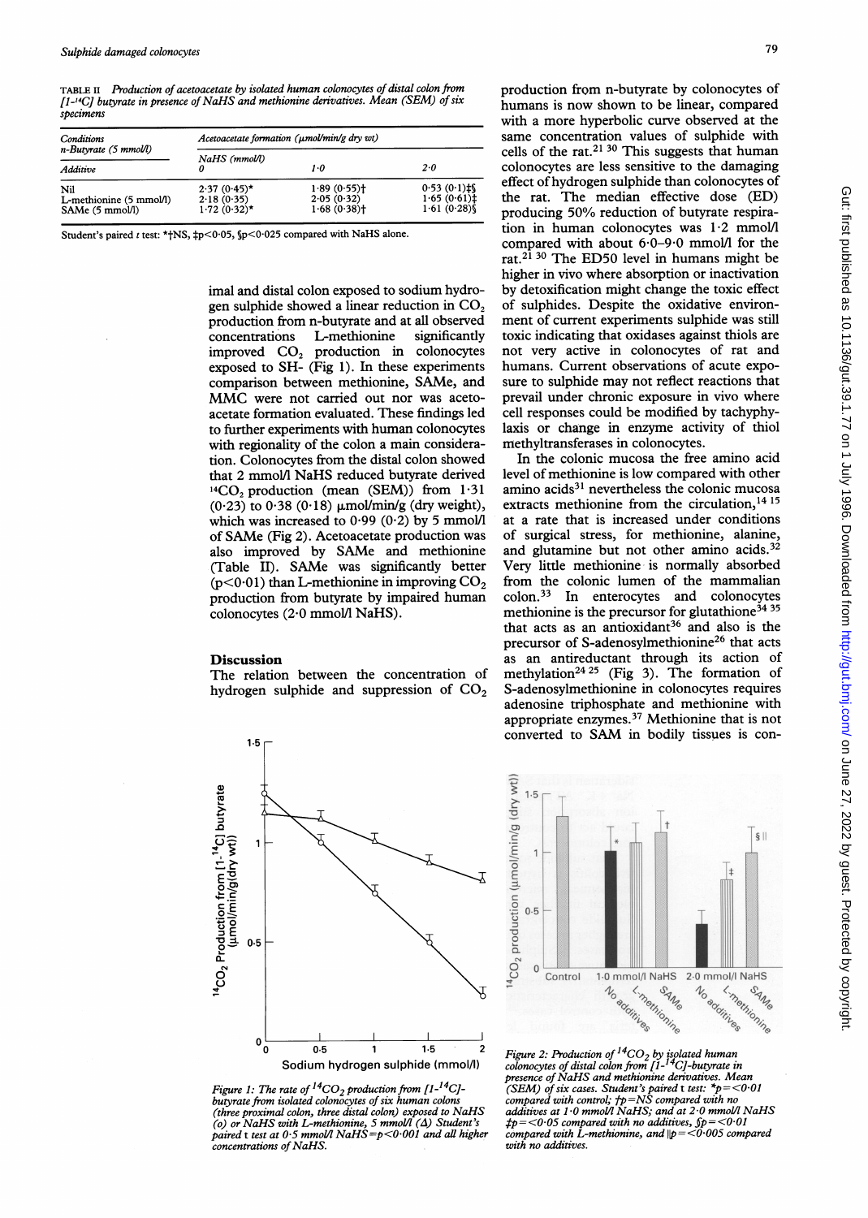TABLE II *Production of acetoacetate by isolated human colonocytes of distal colon from [1-$^{14}$C] butyrate in presence of NaHS and methionine derivatives. Mean (SEM) of six specimens*

| Conditions n-Butyrate (5 mmol/l) | Acetoacetate formation (μmol/min/g dry wt) | | |
|---|---|---|---|
| | NaHS (mmol/l) | | |
| Additive | 0 | 1·0 | 2·0 |
| Nil | 2·37 (0·45)* | 1·89 (0·55)† | 0·53 (0·1)‡§ |
| L-methionine (5 mmol/l) | 2·18 (0·35) | 2·05 (0·32) | 1·65 (0·61)‡ |
| SAMe (5 mmol/l) | 1·72 (0·32)* | 1·68 (0·38)† | 1·61 (0·28)§ |

Student's paired t test: *†NS, ‡p<0·05, §p<0·025 compared with NaHS alone.

imal and distal colon exposed to sodium hydrogen sulphide showed a linear reduction in $CO_2$ production from n-butyrate and at all observed concentrations L-methionine significantly improved $CO_2$ production in colonocytes exposed to SH- (Fig 1). In these experiments comparison between methionine, SAMe, and MMC were not carried out nor was acetoacetate formation evaluated. These findings led to further experiments with human colonocytes with regionality of the colon a main consideration. Colonocytes from the distal colon showed that 2 mmol/l NaHS reduced butyrate derived $^{14}CO_2$ production (mean (SEM)) from 1·31 (0·23) to 0·38 (0·18) μmol/min/g (dry weight), which was increased to 0·99 (0·2) by 5 mmol/l of SAMe (Fig 2). Acetoacetate production was also improved by SAMe and methionine (Table II). SAMe was significantly better ($p<0·01$) than L-methionine in improving $CO_2$ production from butyrate by impaired human colonocytes (2·0 mmol/l NaHS).

## Discussion

The relation between the concentration of hydrogen sulphide and suppression of $CO_2$ production from n-butyrate by colonocytes of humans is now shown to be linear, compared with a more hyperbolic curve observed at the same concentration values of sulphide with cells of the rat.[21 30] This suggests that human colonocytes are less sensitive to the damaging effect of hydrogen sulphide than colonocytes of the rat. The median effective dose (ED) producing 50% reduction of butyrate respiration in human colonocytes was 1·2 mmol/l compared with about 6·0–9·0 mmol/l for the rat.[21 30] The ED50 level in humans might be higher in vivo where absorption or inactivation by detoxification might change the toxic effect of sulphides. Despite the oxidative environment of current experiments sulphide was still toxic indicating that oxidases against thiols are not very active in colonocytes of rat and humans. Current observations of acute exposure to sulphide may not reflect reactions that prevail under chronic exposure in vivo where cell responses could be modified by tachyphylaxis or change in enzyme activity of thiol methyltransferases in colonocytes.

In the colonic mucosa the free amino acid level of methionine is low compared with other amino acids[31] nevertheless the colonic mucosa extracts methionine from the circulation,[14 15] at a rate that is increased under conditions of surgical stress, for methionine, alanine, and glutamine but not other amino acids.[32] Very little methionine is normally absorbed from the colonic lumen of the mammalian colon.[33] In enterocytes and colonocytes methionine is the precursor for glutathione[34 35] that acts as an antioxidant[36] and also is the precursor of S-adenosylmethionine[26] that acts as an antireductant through its action of methylation[24 25] (Fig 3). The formation of S-adenosylmethionine in colonocytes requires adenosine triphosphate and methionine with appropriate enzymes.[37] Methionine that is not converted to SAM in bodily tissues is con-

*Figure 1: The rate of $^{14}CO_2$ production from [1-$^{14}$C]-butyrate from isolated colonocytes of six human colons (three proximal colon, three distal colon) exposed to NaHS (o) or NaHS with L-methionine, 5 mmol/l (Δ) Student's paired t test at 0·5 mmol/l NaHS=p<0·001 and all higher concentrations of NaHS.*

*Figure 2: Production of $^{14}CO_2$ by isolated human colonocytes of distal colon from [1-$^{14}$C]-butyrate in presence of NaHS and methionine derivatives. Mean (SEM) of six cases. Student's paired t test: *p=<0·01 compared with control; †p=NS compared with no additives at 1·0 mmol/l NaHS; and at 2·0 mmol/l NaHS ‡p=<0·05 compared with no additives, §p=<0·01 compared with L-methionine, and ||p=<0·005 compared with no additives.*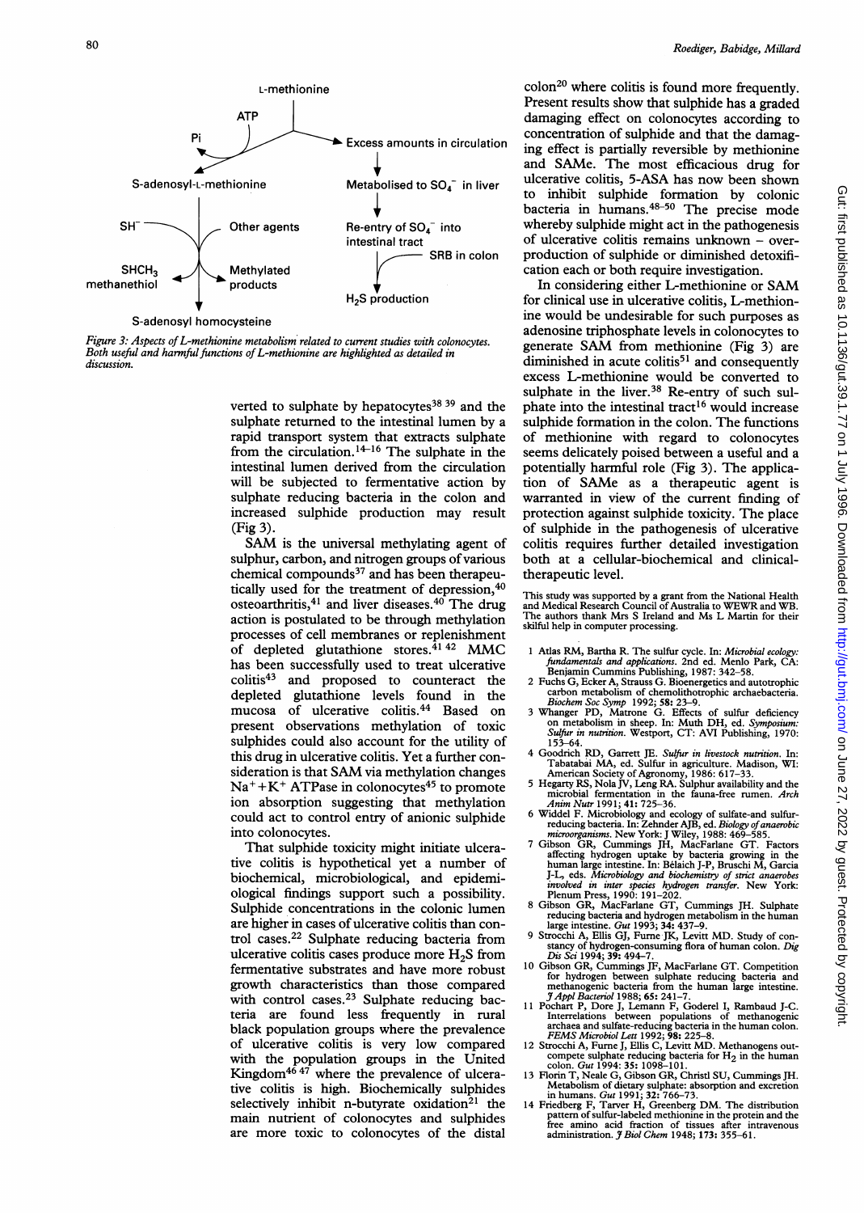Figure 3: Aspects of L-methionine metabolism related to current studies with colonocytes. Both useful and harmful functions of L-methionine are highlighted as detailed in discussion.

verted to sulphate by hepatocytes[38 39] and the sulphate returned to the intestinal lumen by a rapid transport system that extracts sulphate from the circulation.[14–16] The sulphate in the intestinal lumen derived from the circulation will be subjected to fermentative action by sulphate reducing bacteria in the colon and increased sulphide production may result (Fig 3).

SAM is the universal methylating agent of sulphur, carbon, and nitrogen groups of various chemical compounds[37] and has been therapeutically used for the treatment of depression,[40] osteoarthritis,[41] and liver diseases.[40] The drug action is postulated to be through methylation processes of cell membranes or replenishment of depleted glutathione stores.[41 42] MMC has been successfully used to treat ulcerative colitis[43] and proposed to counteract the depleted glutathione levels found in the mucosa of ulcerative colitis.[44] Based on present observations methylation of toxic sulphides could also account for the utility of this drug in ulcerative colitis. Yet a further consideration is that SAM via methylation changes $Na^+ + K^+$ ATPase in colonocytes[45] to promote ion absorption suggesting that methylation could act to control entry of anionic sulphide into colonocytes.

That sulphide toxicity might initiate ulcerative colitis is hypothetical yet a number of biochemical, microbiological, and epidemiological findings support such a possibility. Sulphide concentrations in the colonic lumen are higher in cases of ulcerative colitis than control cases.[22] Sulphate reducing bacteria from ulcerative colitis cases produce more $H_2S$ from fermentative substrates and have more robust growth characteristics than those compared with control cases.[23] Sulphate reducing bacteria are found less frequently in rural black population groups where the prevalence of ulcerative colitis is very low compared with the population groups in the United Kingdom[46 47] where the prevalence of ulcerative colitis is high. Biochemically sulphides selectively inhibit n-butyrate oxidation[21] the main nutrient of colonocytes and sulphides are more toxic to colonocytes of the distal colon[20] where colitis is found more frequently. Present results show that sulphide has a graded damaging effect on colonocytes according to concentration of sulphide and that the damaging effect is partially reversible by methionine and SAMe. The most efficacious drug for ulcerative colitis, 5-ASA has now been shown to inhibit sulphide formation by colonic bacteria in humans.[48–50] The precise mode whereby sulphide might act in the pathogenesis of ulcerative colitis remains unknown – overproduction of sulphide or diminished detoxification each or both require investigation.

In considering either L-methionine or SAM for clinical use in ulcerative colitis, L-methionine would be undesirable for such purposes as adenosine triphosphate levels in colonocytes to generate SAM from methionine (Fig 3) are diminished in acute colitis[51] and consequently excess L-methionine would be converted to sulphate in the liver.[38] Re-entry of such sulphate into the intestinal tract[16] would increase sulphide formation in the colon. The functions of methionine with regard to colonocytes seems delicately poised between a useful and a potentially harmful role (Fig 3). The application of SAMe as a therapeutic agent is warranted in view of the current finding of protection against sulphide toxicity. The place of sulphide in the pathogenesis of ulcerative colitis requires further detailed investigation both at a cellular-biochemical and clinical-therapeutic level.

This study was supported by a grant from the National Health and Medical Research Council of Australia to WEWR and WB. The authors thank Mrs S Ireland and Ms L Martin for their skilful help in computer processing.

1 Atlas RM, Bartha R. The sulfur cycle. In: *Microbial ecology: fundamentals and applications*. 2nd ed. Menlo Park, CA: Benjamin Cummins Publishing, 1987: 342–58.
2 Fuchs G, Ecker A, Strauss G. Bioenergetics and autotrophic carbon metabolism of chemolithotrophic archaebacteria. *Biochem Soc Symp* 1992; **58:** 23–9.
3 Whanger PD, Matrone G. Effects of sulfur deficiency on metabolism in sheep. In: Muth DH, ed. *Symposium: Sulfur in nutrition*. Westport, CT: AVI Publishing, 1970: 153–64.
4 Goodrich RD, Garrett JE. *Sulfur in livestock nutrition*. In: Tabatabai MA, ed. Sulfur in agriculture. Madison, WI: American Society of Agronomy, 1986: 617–33.
5 Hegarty RS, Nola JV, Leng RA. Sulphur availability and the microbial fermentation in the fauna-free rumen. *Arch Anim Nutr* 1991; **41:** 725–36.
6 Widdel F. Microbiology and ecology of sulfate-and sulfur-reducing bacteria. In: Zehnder AJB, ed. *Biology of anaerobic microorganisms*. New York: J Wiley, 1988: 469–585.
7 Gibson GR, Cummings JH, MacFarlane GT. Factors affecting hydrogen uptake by bacteria growing in the human large intestine. In: Bélaich J-P, Bruschi M, Garcia J-L, eds. *Microbiology and biochemistry of strict anaerobes involved in inter species hydrogen transfer*. New York: Plenum Press, 1990: 191–202.
8 Gibson GR, MacFarlane GT, Cummings JH. Sulphate reducing bacteria and hydrogen metabolism in the human large intestine. *Gut* 1993; **34:** 437–9.
9 Strocchi A, Ellis GJ, Furne JK, Levitt MD. Study of constancy of hydrogen-consuming flora of human colon. *Dig Dis Sci* 1994; **39:** 494–7.
10 Gibson GR, Cummings JF, MacFarlane GT. Competition for hydrogen between sulphate reducing bacteria and methanogenic bacteria from the human large intestine. *J Appl Bacteriol* 1988; **65:** 241–7.
11 Pochart P, Dore J, Lemann F, Goderel I, Rambaud J-C. Interrelations between populations of methanogenic archaea and sulfate-reducing bacteria in the human colon. *FEMS Microbiol Lett* 1992; **98:** 225–8.
12 Strocchi A, Furne J, Ellis C, Levitt MD. Methanogens outcompete sulphate reducing bacteria for $H_2$ in the human colon. *Gut* 1994: **35:** 1098–101.
13 Florin T, Neale G, Gibson GR, Christl SU, Cummings JH. Metabolism of dietary sulphate: absorption and excretion in humans. *Gut* 1991; **32:** 766–73.
14 Friedberg F, Tarver H, Greenberg DM. The distribution pattern of sulfur-labeled methionine in the protein and the free amino acid fraction of tissues after intravenous administration. *J Biol Chem* 1948; **173:** 355–61.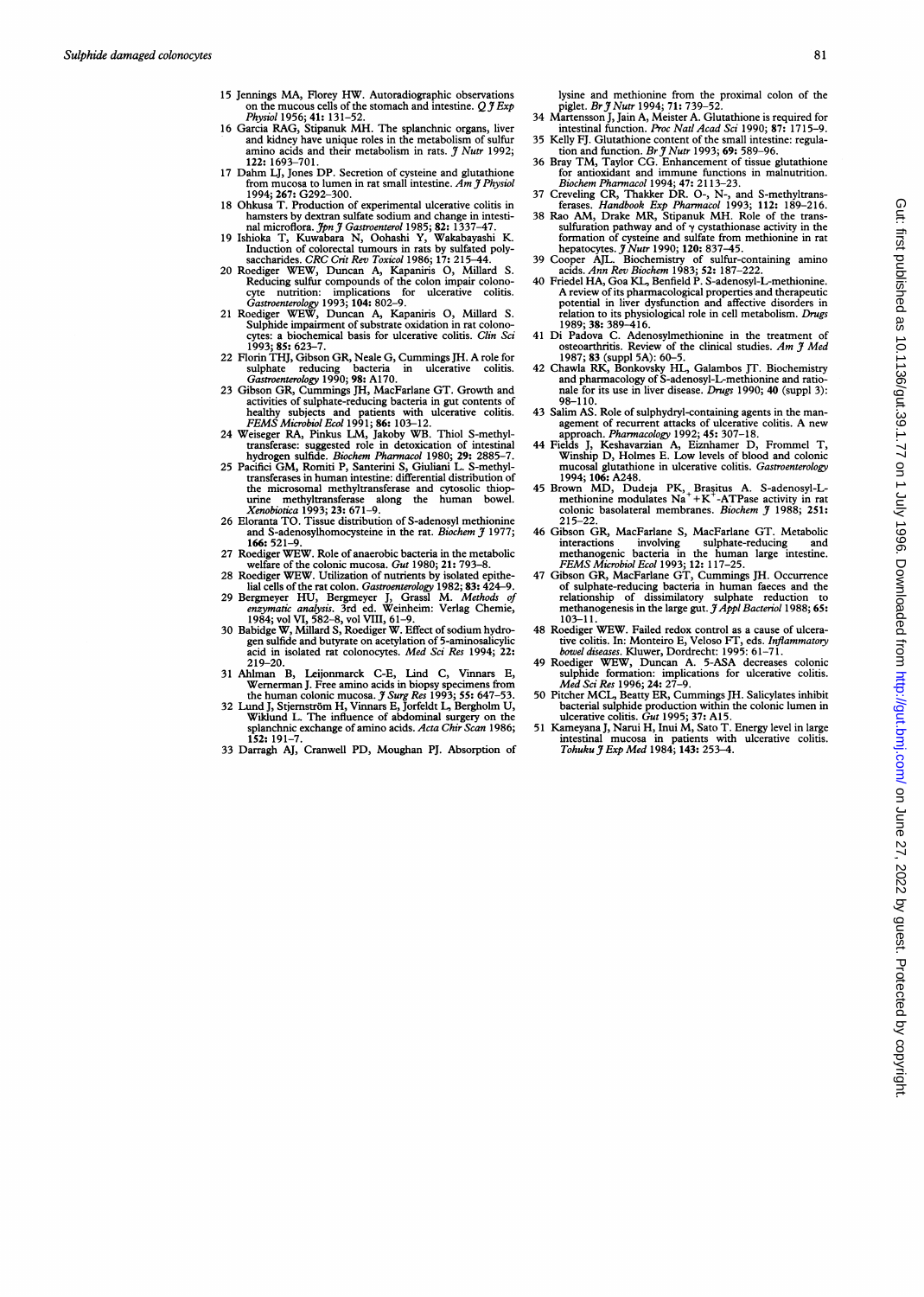15 Jennings MA, Florey HW. Autoradiographic observations on the mucous cells of the stomach and intestine. *Q J Exp Physiol* 1956; **41:** 131–52.

16 Garcia RAG, Stipanuk MH. The splanchnic organs, liver and kidney have unique roles in the metabolism of sulfur amino acids and their metabolism in rats. *J Nutr* 1992; **122:** 1693–701.

17 Dahm LJ, Jones DP. Secretion of cysteine and glutathione from mucosa to lumen in rat small intestine. *Am J Physiol* 1994; **267:** G292–300.

18 Ohkusa T. Production of experimental ulcerative colitis in hamsters by dextran sulfate sodium and change in intestinal microflora. *Jpn J Gastroenterol* 1985; **82:** 1337–47.

19 Ishioka T, Kuwabara N, Oohashi Y, Wakabayashi K. Induction of colorectal tumours in rats by sulfated polysaccharides. *CRC Crit Rev Toxicol* 1986; **17:** 215–44.

20 Roediger WEW, Duncan A, Kapaniris O, Millard S. Reducing sulfur compounds of the colon impair colonocyte nutrition: implications for ulcerative colitis. *Gastroenterology* 1993; **104:** 802–9.

21 Roediger WEW, Duncan A, Kapaniris O, Millard S. Sulphide impairment of substrate oxidation in rat colonocytes: a biochemical basis for ulcerative colitis. *Clin Sci* 1993; **85:** 623–7.

22 Florin THJ, Gibson GR, Neale G, Cummings JH. A role for sulphate reducing bacteria in ulcerative colitis. *Gastroenterology* 1990; **98:** A170.

23 Gibson GR, Cummings JH, MacFarlane GT. Growth and activities of sulphate-reducing bacteria in gut contents of healthy subjects and patients with ulcerative colitis. *FEMS Microbiol Ecol* 1991; **86:** 103–12.

24 Weiseger RA, Pinkus LM, Jakoby WB. Thiol S-methyltransferase: suggested role in detoxication of intestinal hydrogen sulfide. *Biochem Pharmacol* 1980; **29:** 2885–7.

25 Pacifici GM, Romiti P, Santerini S, Giuliani L. S-methyltransferases in human intestine: differential distribution of the microsomal methyltransferase and cytosolic thiopurine methyltransferase along the human bowel. *Xenobiotica* 1993; **23:** 671–9.

26 Eloranta TO. Tissue distribution of S-adenosyl methionine and S-adenosylhomocysteine in the rat. *Biochem J* 1977; **166:** 521–9.

27 Roediger WEW. Role of anaerobic bacteria in the metabolic welfare of the colonic mucosa. *Gut* 1980; **21:** 793–8.

28 Roediger WEW. Utilization of nutrients by isolated epithelial cells of the rat colon. *Gastroenterology* 1982; **83:** 424–9.

29 Bergmeyer HU, Bergmeyer J, Grassl M. *Methods of enzymatic analysis*. 3rd ed. Weinheim: Verlag Chemie, 1984; vol VI, 582–8, vol VIII, 61–9.

30 Babidge W, Millard S, Roediger W. Effect of sodium hydrogen sulfide and butyrate on acetylation of 5-aminosalicylic acid in isolated rat colonocytes. *Med Sci Res* 1994; **22:** 219–20.

31 Ahlman B, Leijonmarck C-E, Lind C, Vinnars E, Wernerman J. Free amino acids in biopsy specimens from the human colonic mucosa. *J Surg Res* 1993; **55:** 647–53.

32 Lund J, Stjernström H, Vinnars E, Jorfeldt L, Bergholm U, Wiklund L. The influence of abdominal surgery on the splanchnic exchange of amino acids. *Acta Chir Scan* 1986; **152:** 191–7.

33 Darragh AJ, Cranwell PD, Moughan PJ. Absorption of lysine and methionine from the proximal colon of the piglet. *Br J Nutr* 1994; **71:** 739–52.

34 Martensson J, Jain A, Meister A. Glutathione is required for intestinal function. *Proc Natl Acad Sci* 1990; **87:** 1715–9.

35 Kelly FJ. Glutathione content of the small intestine: regulation and function. *Br J Nutr* 1993; **69:** 589–96.

36 Bray TM, Taylor CG. Enhancement of tissue glutathione for antioxidant and immune functions in malnutrition. *Biochem Pharmacol* 1994; **47:** 2113–23.

37 Creveling CR, Thakker DR. O-, N-, and S-methyltransferases. *Handbook Exp Pharmacol* 1993; **112:** 189–216.

38 Rao AM, Drake MR, Stipanuk MH. Role of the transsulfuration pathway and of γ cystathionase activity in the formation of cysteine and sulfate from methionine in rat hepatocytes. *J Nutr* 1990; **120:** 837–45.

39 Cooper AJL. Biochemistry of sulfur-containing amino acids. *Ann Rev Biochem* 1983; **52:** 187–222.

40 Friedel HA, Goa KL, Benfield P. S-adenosyl-L-methionine. A review of its pharmacological properties and therapeutic potential in liver dysfunction and affective disorders in relation to its physiological role in cell metabolism. *Drugs* 1989; **38:** 389–416.

41 Di Padova C. Adenosylmethionine in the treatment of osteoarthritis. Review of the clinical studies. *Am J Med* 1987; **83** (suppl 5A): 60–5.

42 Chawla RK, Bonkovsky HL, Galambos JT. Biochemistry and pharmacology of S-adenosyl-L-methionine and rationale for its use in liver disease. *Drugs* 1990; **40** (suppl 3): 98–110.

43 Salim AS. Role of sulphydryl-containing agents in the management of recurrent attacks of ulcerative colitis. A new approach. *Pharmacology* 1992; **45:** 307–18.

44 Fields J, Keshavarzian A, Eiznhamer D, Frommel T, Winship D, Holmes E. Low levels of blood and colonic mucosal glutathione in ulcerative colitis. *Gastroenterology* 1994; **106:** A248.

45 Brown MD, Dudeja PK, Brasitus A. S-adenosyl-L-methionine modulates $Na^{+}+K^{+}$-ATPase activity in rat colonic basolateral membranes. *Biochem J* 1988; **251:** 215–22.

46 Gibson GR, MacFarlane S, MacFarlane GT. Metabolic interactions involving sulphate-reducing and methanogenic bacteria in the human large intestine. *FEMS Microbiol Ecol* 1993; **12:** 117–25.

47 Gibson GR, MacFarlane GT, Cummings JH. Occurrence of sulphate-reducing bacteria in human faeces and the relationship of dissimilatory sulphate reduction to methanogenesis in the large gut. *J Appl Bacteriol* 1988; **65:** 103–11.

48 Roediger WEW. Failed redox control as a cause of ulcerative colitis. In: Monteiro E, Veloso FT, eds. *Inflammatory bowel diseases*. Kluwer, Dordrecht: 1995: 61–71.

49 Roediger WEW, Duncan A. 5-ASA decreases colonic sulphide formation: implications for ulcerative colitis. *Med Sci Res* 1996; **24:** 27–9.

50 Pitcher MCL, Beatty ER, Cummings JH. Salicylates inhibit bacterial sulphide production within the colonic lumen in ulcerative colitis. *Gut* 1995; **37:** A15.

51 Kameyana J, Narui H, Inui M, Sato T. Energy level in large intestinal mucosa in patients with ulcerative colitis. *Tohuku J Exp Med* 1984; **143:** 253–4.